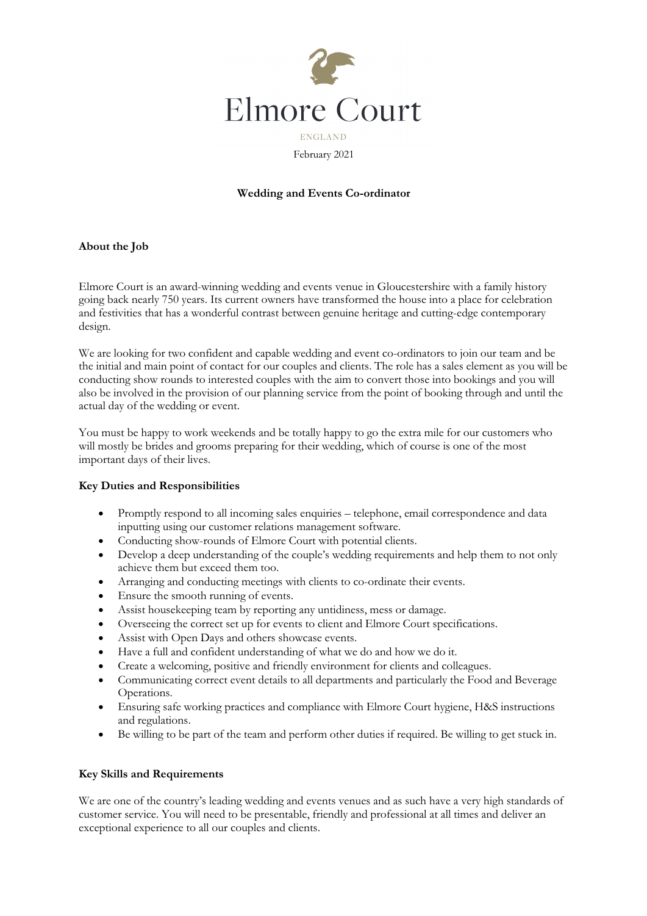Elmore Court

ENGLAND

February 2021

## Wedding and Events Co-ordinator

### About the Job

Elmore Court is an award-winning wedding and events venue in Gloucestershire with a family history going back nearly 750 years. Its current owners have transformed the house into a place for celebration and festivities that has a wonderful contrast between genuine heritage and cutting-edge contemporary design.

We are looking for two confident and capable wedding and event co-ordinators to join our team and be the initial and main point of contact for our couples and clients. The role has a sales element as you will be conducting show rounds to interested couples with the aim to convert those into bookings and you will also be involved in the provision of our planning service from the point of booking through and until the actual day of the wedding or event.

You must be happy to work weekends and be totally happy to go the extra mile for our customers who will mostly be brides and grooms preparing for their wedding, which of course is one of the most important days of their lives.

### Key Duties and Responsibilities

- Promptly respond to all incoming sales enquiries – telephone, email correspondence and data inputting using our customer relations management software.
- Conducting show-rounds of Elmore Court with potential clients.
- Develop a deep understanding of the couple's wedding requirements and help them to not only achieve them but exceed them too.
- Arranging and conducting meetings with clients to co-ordinate their events.
- Ensure the smooth running of events.
- Assist housekeeping team by reporting any untidiness, mess or damage.
- Overseeing the correct set up for events to client and Elmore Court specifications.
- Assist with Open Days and others showcase events.
- Have a full and confident understanding of what we do and how we do it.
- Create a welcoming, positive and friendly environment for clients and colleagues.
- Communicating correct event details to all departments and particularly the Food and Beverage Operations.
- Ensuring safe working practices and compliance with Elmore Court hygiene, H&S instructions and regulations.
- Be willing to be part of the team and perform other duties if required. Be willing to get stuck in.

### Key Skills and Requirements

We are one of the country's leading wedding and events venues and as such have a very high standards of customer service. You will need to be presentable, friendly and professional at all times and deliver an exceptional experience to all our couples and clients.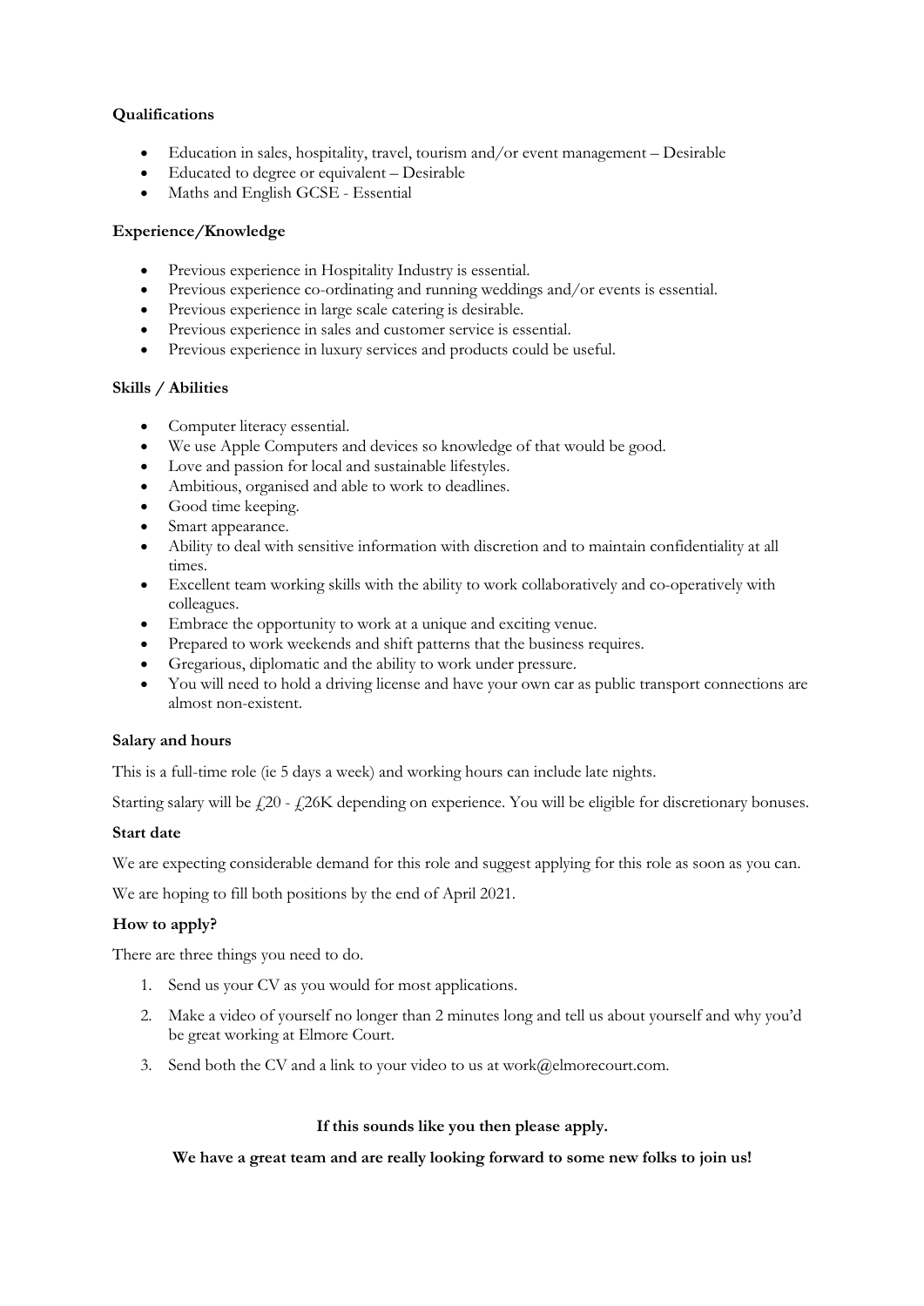**Qualifications**

- Education in sales, hospitality, travel, tourism and/or event management – Desirable
- Educated to degree or equivalent – Desirable
- Maths and English GCSE - Essential

**Experience/Knowledge**

- Previous experience in Hospitality Industry is essential.
- Previous experience co-ordinating and running weddings and/or events is essential.
- Previous experience in large scale catering is desirable.
- Previous experience in sales and customer service is essential.
- Previous experience in luxury services and products could be useful.

**Skills / Abilities**

- Computer literacy essential.
- We use Apple Computers and devices so knowledge of that would be good.
- Love and passion for local and sustainable lifestyles.
- Ambitious, organised and able to work to deadlines.
- Good time keeping.
- Smart appearance.
- Ability to deal with sensitive information with discretion and to maintain confidentiality at all times.
- Excellent team working skills with the ability to work collaboratively and co-operatively with colleagues.
- Embrace the opportunity to work at a unique and exciting venue.
- Prepared to work weekends and shift patterns that the business requires.
- Gregarious, diplomatic and the ability to work under pressure.
- You will need to hold a driving license and have your own car as public transport connections are almost non-existent.

**Salary and hours**

This is a full-time role (ie 5 days a week) and working hours can include late nights.

Starting salary will be £20 - £26K depending on experience. You will be eligible for discretionary bonuses.

**Start date**

We are expecting considerable demand for this role and suggest applying for this role as soon as you can.

We are hoping to fill both positions by the end of April 2021.

**How to apply?**

There are three things you need to do.

1. Send us your CV as you would for most applications.
2. Make a video of yourself no longer than 2 minutes long and tell us about yourself and why you'd be great working at Elmore Court.
3. Send both the CV and a link to your video to us at work@elmorecourt.com.

**If this sounds like you then please apply.**

**We have a great team and are really looking forward to some new folks to join us!**